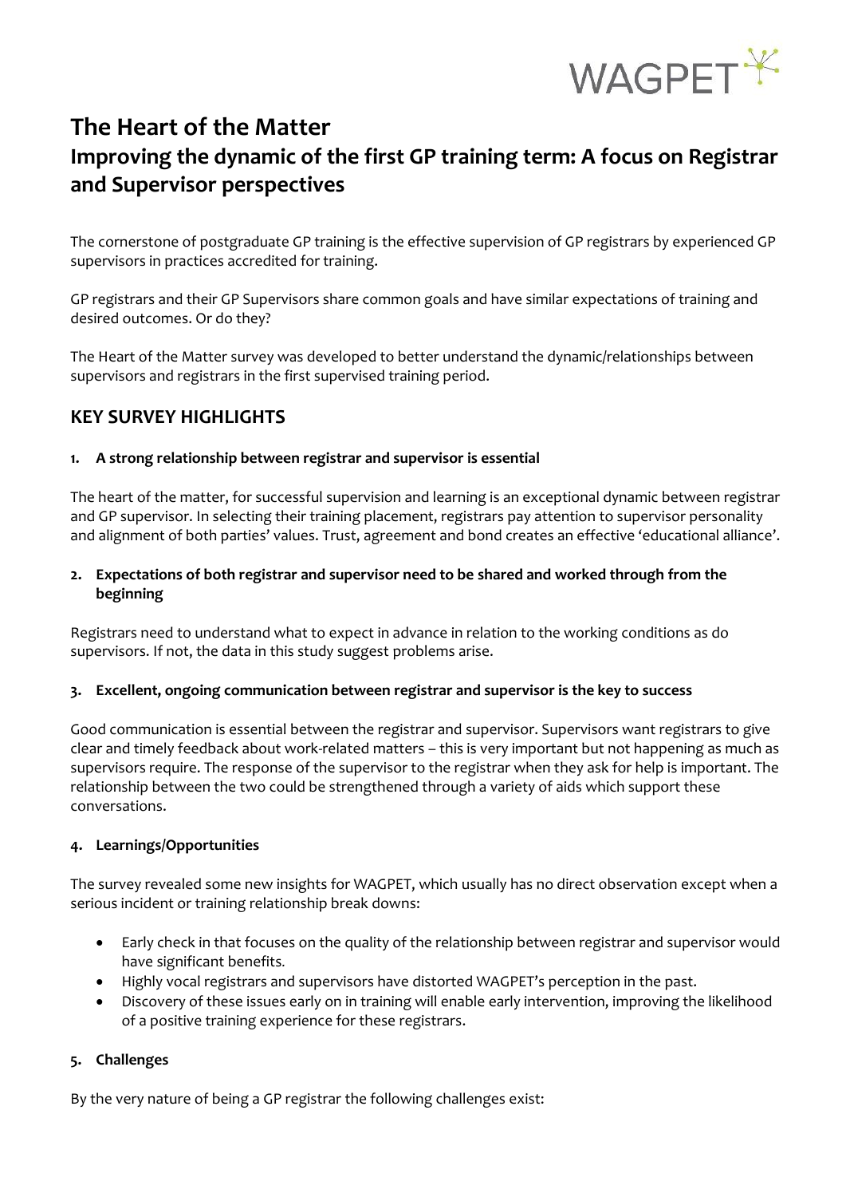# The Heart of the Matter

## Improving the dynamic of the first GP training term: A focus on Registrar and Supervisor perspectives

The cornerstone of postgraduate GP training is the effective supervision of GP registrars by experienced GP supervisors in practices accredited for training.

GP registrars and their GP Supervisors share common goals and have similar expectations of training and desired outcomes. Or do they?

The Heart of the Matter survey was developed to better understand the dynamic/relationships between supervisors and registrars in the first supervised training period.

## KEY SURVEY HIGHLIGHTS

**1. A strong relationship between registrar and supervisor is essential**

The heart of the matter, for successful supervision and learning is an exceptional dynamic between registrar and GP supervisor. In selecting their training placement, registrars pay attention to supervisor personality and alignment of both parties' values. Trust, agreement and bond creates an effective 'educational alliance'.

**2. Expectations of both registrar and supervisor need to be shared and worked through from the beginning**

Registrars need to understand what to expect in advance in relation to the working conditions as do supervisors. If not, the data in this study suggest problems arise.

**3. Excellent, ongoing communication between registrar and supervisor is the key to success**

Good communication is essential between the registrar and supervisor. Supervisors want registrars to give clear and timely feedback about work-related matters – this is very important but not happening as much as supervisors require. The response of the supervisor to the registrar when they ask for help is important. The relationship between the two could be strengthened through a variety of aids which support these conversations.

**4. Learnings/Opportunities**

The survey revealed some new insights for WAGPET, which usually has no direct observation except when a serious incident or training relationship break downs:

- Early check in that focuses on the quality of the relationship between registrar and supervisor would have significant benefits.
- Highly vocal registrars and supervisors have distorted WAGPET's perception in the past.
- Discovery of these issues early on in training will enable early intervention, improving the likelihood of a positive training experience for these registrars.

**5. Challenges**

By the very nature of being a GP registrar the following challenges exist: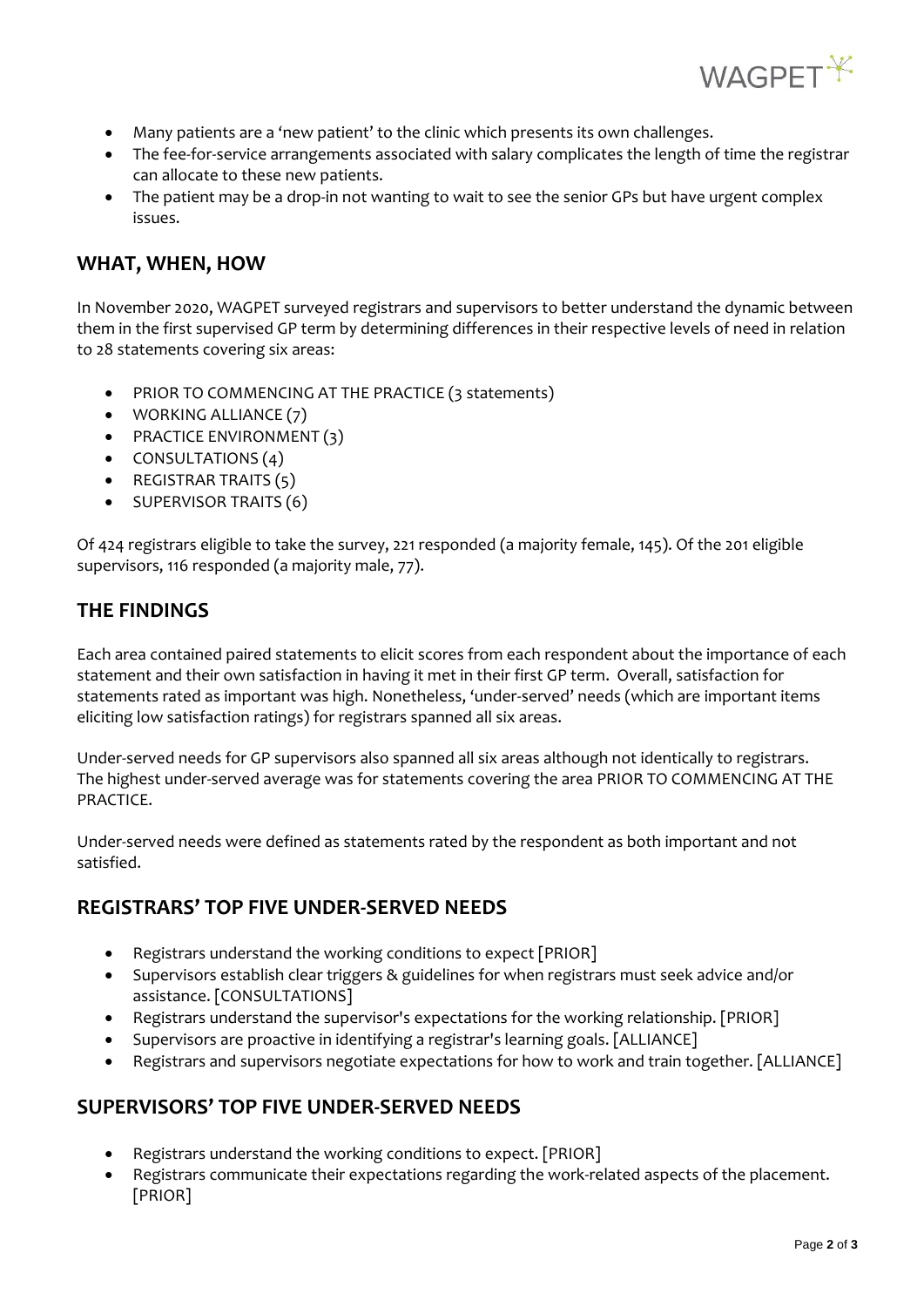- Many patients are a 'new patient' to the clinic which presents its own challenges.
- The fee-for-service arrangements associated with salary complicates the length of time the registrar can allocate to these new patients.
- The patient may be a drop-in not wanting to wait to see the senior GPs but have urgent complex issues.

## WHAT, WHEN, HOW

In November 2020, WAGPET surveyed registrars and supervisors to better understand the dynamic between them in the first supervised GP term by determining differences in their respective levels of need in relation to 28 statements covering six areas:

- PRIOR TO COMMENCING AT THE PRACTICE (3 statements)
- WORKING ALLIANCE (7)
- PRACTICE ENVIRONMENT (3)
- CONSULTATIONS (4)
- REGISTRAR TRAITS (5)
- SUPERVISOR TRAITS (6)

Of 424 registrars eligible to take the survey, 221 responded (a majority female, 145). Of the 201 eligible supervisors, 116 responded (a majority male, 77).

## THE FINDINGS

Each area contained paired statements to elicit scores from each respondent about the importance of each statement and their own satisfaction in having it met in their first GP term. Overall, satisfaction for statements rated as important was high. Nonetheless, 'under-served' needs (which are important items eliciting low satisfaction ratings) for registrars spanned all six areas.

Under-served needs for GP supervisors also spanned all six areas although not identically to registrars. The highest under-served average was for statements covering the area PRIOR TO COMMENCING AT THE PRACTICE.

Under-served needs were defined as statements rated by the respondent as both important and not satisfied.

## REGISTRARS' TOP FIVE UNDER-SERVED NEEDS

- Registrars understand the working conditions to expect [PRIOR]
- Supervisors establish clear triggers & guidelines for when registrars must seek advice and/or assistance. [CONSULTATIONS]
- Registrars understand the supervisor's expectations for the working relationship. [PRIOR]
- Supervisors are proactive in identifying a registrar's learning goals. [ALLIANCE]
- Registrars and supervisors negotiate expectations for how to work and train together. [ALLIANCE]

## SUPERVISORS' TOP FIVE UNDER-SERVED NEEDS

- Registrars understand the working conditions to expect. [PRIOR]
- Registrars communicate their expectations regarding the work-related aspects of the placement. [PRIOR]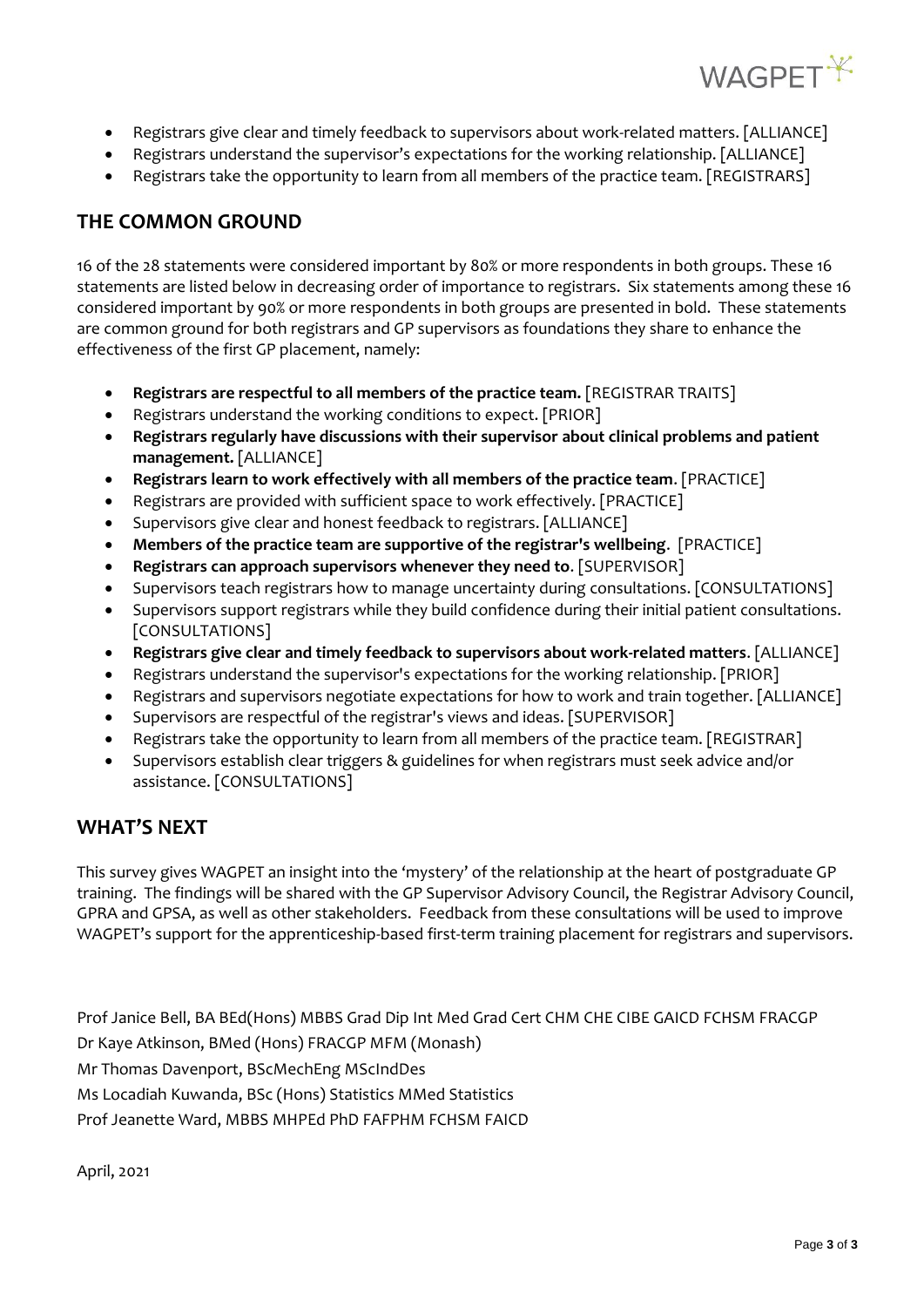- Registrars give clear and timely feedback to supervisors about work-related matters. [ALLIANCE]
- Registrars understand the supervisor's expectations for the working relationship. [ALLIANCE]
- Registrars take the opportunity to learn from all members of the practice team. [REGISTRARS]

## THE COMMON GROUND

16 of the 28 statements were considered important by 80% or more respondents in both groups. These 16 statements are listed below in decreasing order of importance to registrars. Six statements among these 16 considered important by 90% or more respondents in both groups are presented in bold. These statements are common ground for both registrars and GP supervisors as foundations they share to enhance the effectiveness of the first GP placement, namely:

- **Registrars are respectful to all members of the practice team.** [REGISTRAR TRAITS]
- Registrars understand the working conditions to expect. [PRIOR]
- **Registrars regularly have discussions with their supervisor about clinical problems and patient management.** [ALLIANCE]
- **Registrars learn to work effectively with all members of the practice team**. [PRACTICE]
- Registrars are provided with sufficient space to work effectively. [PRACTICE]
- Supervisors give clear and honest feedback to registrars. [ALLIANCE]
- **Members of the practice team are supportive of the registrar's wellbeing**. [PRACTICE]
- **Registrars can approach supervisors whenever they need to**. [SUPERVISOR]
- Supervisors teach registrars how to manage uncertainty during consultations. [CONSULTATIONS]
- Supervisors support registrars while they build confidence during their initial patient consultations. [CONSULTATIONS]
- **Registrars give clear and timely feedback to supervisors about work-related matters**. [ALLIANCE]
- Registrars understand the supervisor's expectations for the working relationship. [PRIOR]
- Registrars and supervisors negotiate expectations for how to work and train together. [ALLIANCE]
- Supervisors are respectful of the registrar's views and ideas. [SUPERVISOR]
- Registrars take the opportunity to learn from all members of the practice team. [REGISTRAR]
- Supervisors establish clear triggers & guidelines for when registrars must seek advice and/or assistance. [CONSULTATIONS]

## WHAT'S NEXT

This survey gives WAGPET an insight into the 'mystery' of the relationship at the heart of postgraduate GP training. The findings will be shared with the GP Supervisor Advisory Council, the Registrar Advisory Council, GPRA and GPSA, as well as other stakeholders. Feedback from these consultations will be used to improve WAGPET's support for the apprenticeship-based first-term training placement for registrars and supervisors.

Prof Janice Bell, BA BEd(Hons) MBBS Grad Dip Int Med Grad Cert CHM CHE CIBE GAICD FCHSM FRACGP

Dr Kaye Atkinson, BMed (Hons) FRACGP MFM (Monash)

Mr Thomas Davenport, BScMechEng MScIndDes

Ms Locadiah Kuwanda, BSc (Hons) Statistics MMed Statistics

Prof Jeanette Ward, MBBS MHPEd PhD FAFPHM FCHSM FAICD

April, 2021